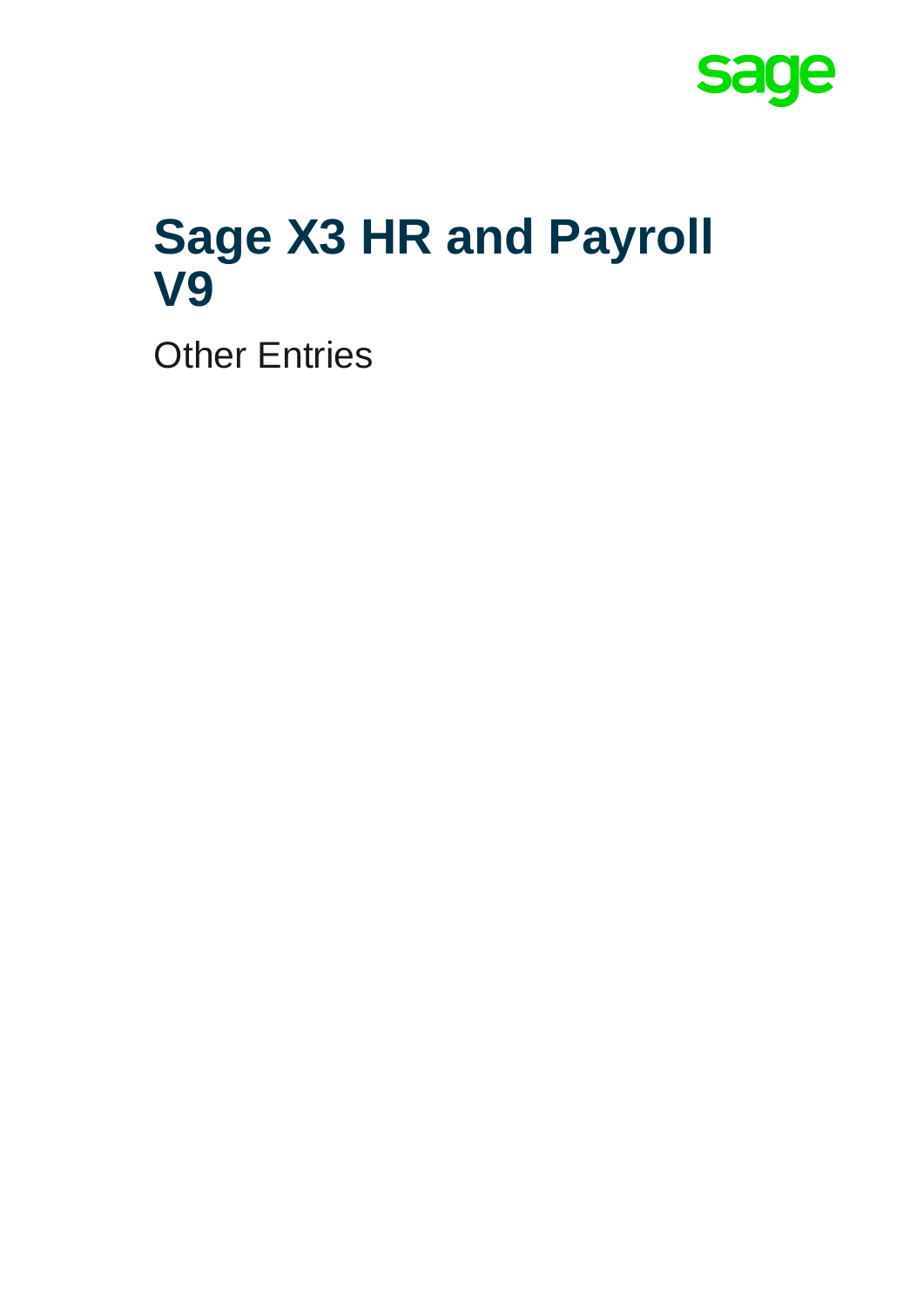sage

# Sage X3 HR and Payroll V9

Other Entries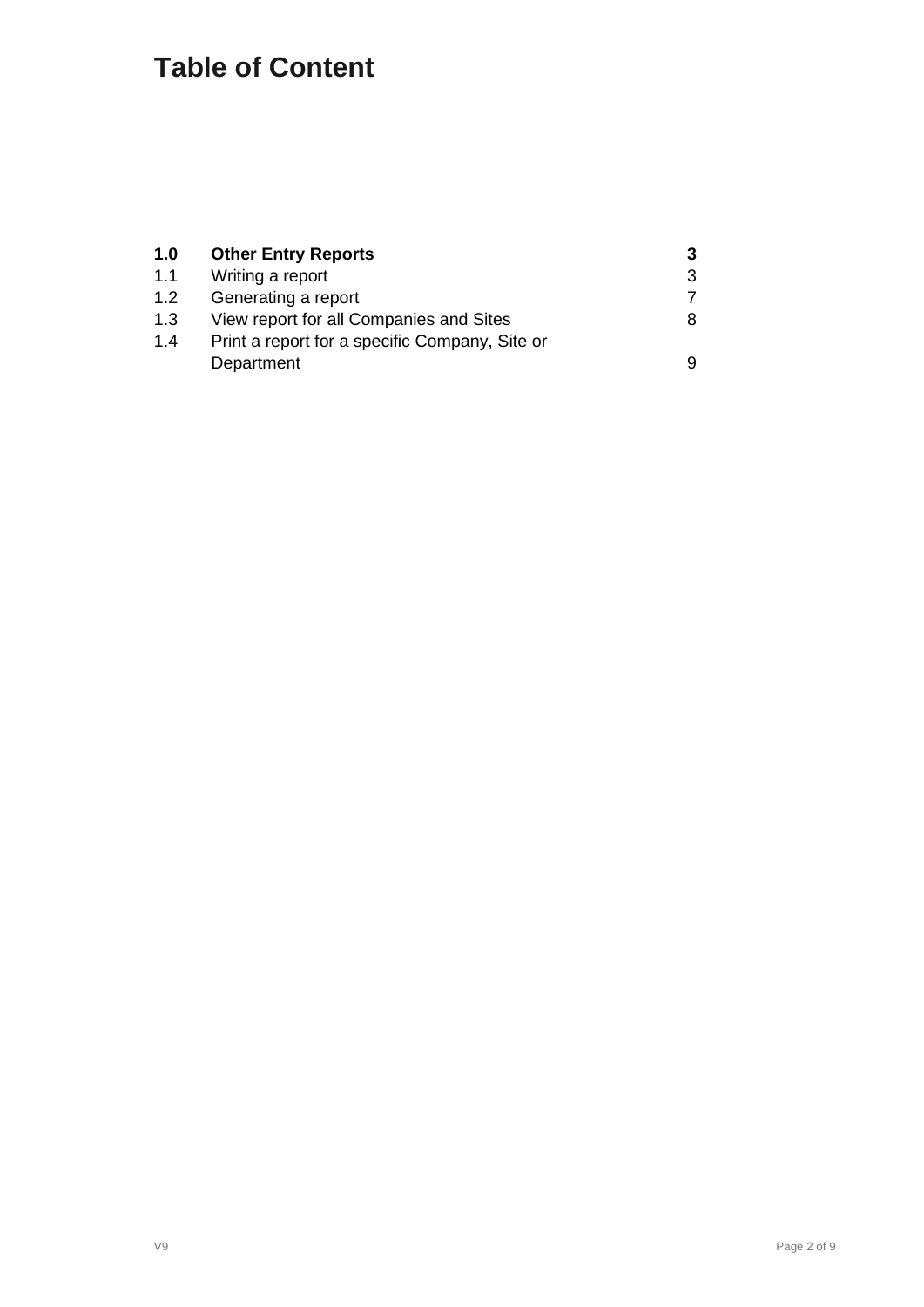# Table of Content

| | | |
|---|---|---|
| **1.0** | **Other Entry Reports** | **3** |
| 1.1 | Writing a report | 3 |
| 1.2 | Generating a report | 7 |
| 1.3 | View report for all Companies and Sites | 8 |
| 1.4 | Print a report for a specific Company, Site or Department | 9 |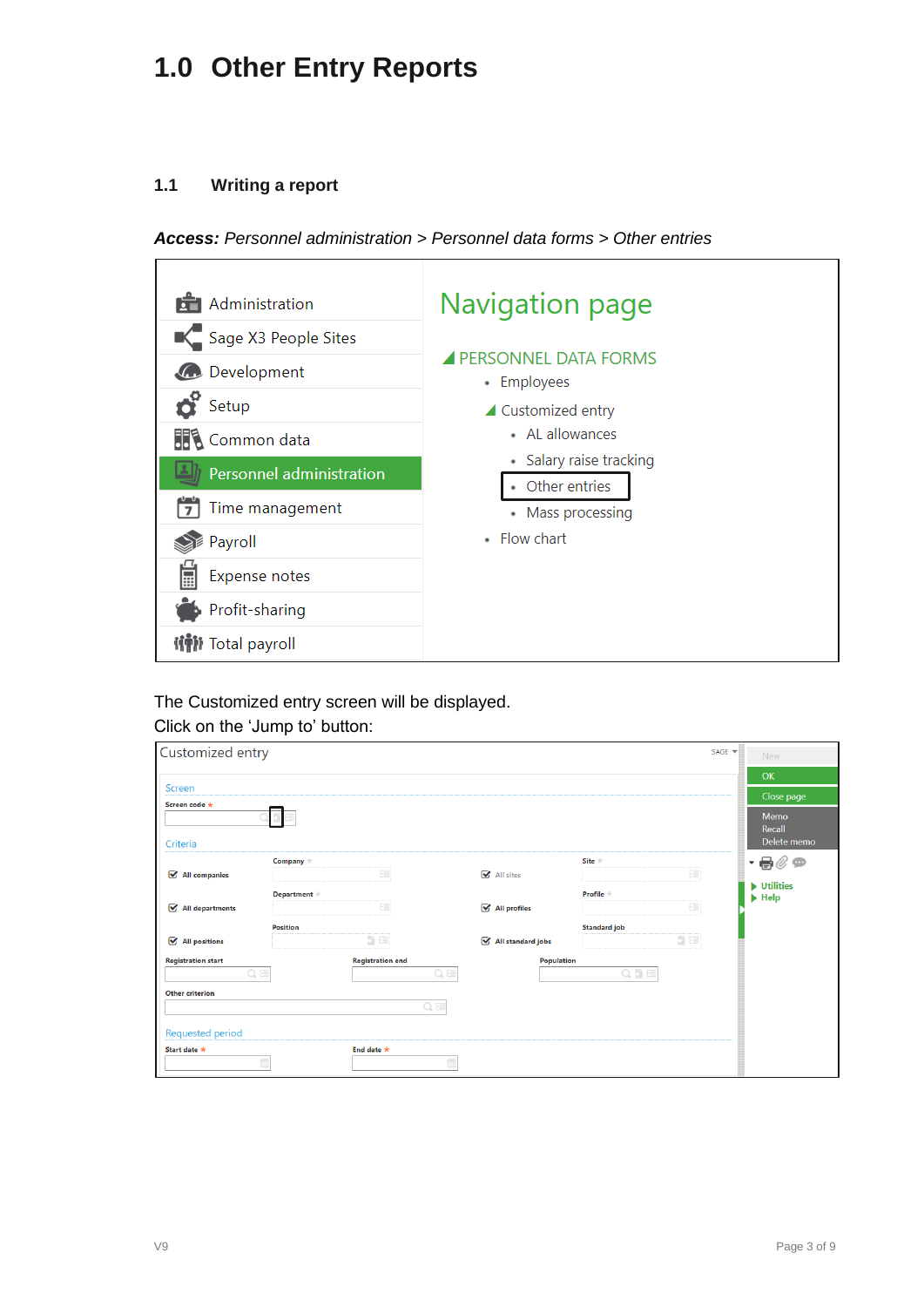# 1.0 Other Entry Reports

## 1.1 Writing a report

***Access:*** *Personnel administration > Personnel data forms > Other entries*

The Customized entry screen will be displayed.

Click on the 'Jump to' button: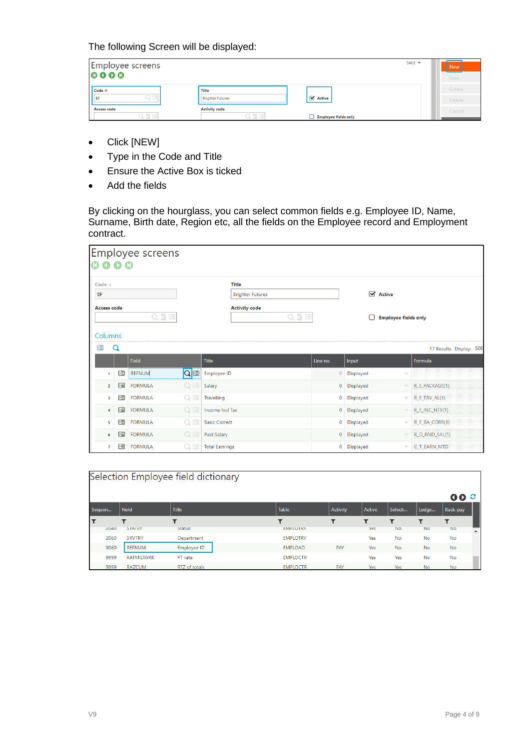The following Screen will be displayed:

- Click [NEW]
- Type in the Code and Title
- Ensure the Active Box is ticked
- Add the fields

By clicking on the hourglass, you can select common fields e.g. Employee ID, Name, Surname, Birth date, Region etc, all the fields on the Employee record and Employment contract.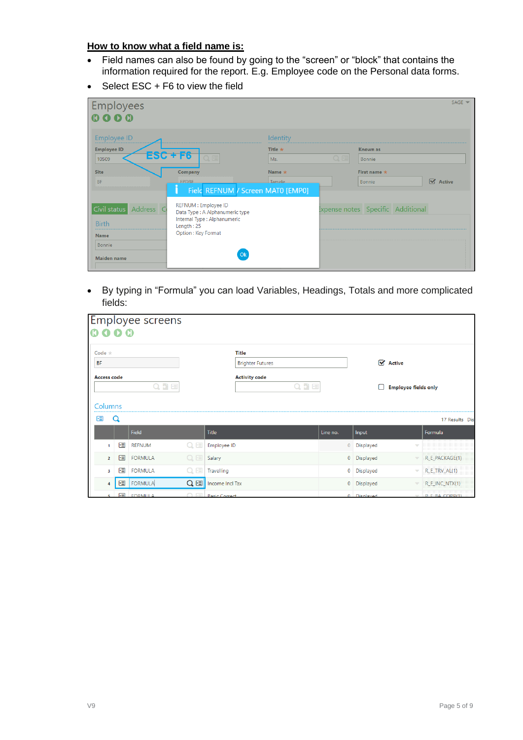**How to know what a field name is:**

- Field names can also be found by going to the "screen" or "block" that contains the information required for the report. E.g. Employee code on the Personal data forms.
- Select ESC + F6 to view the field

- By typing in "Formula" you can load Variables, Headings, Totals and more complicated fields: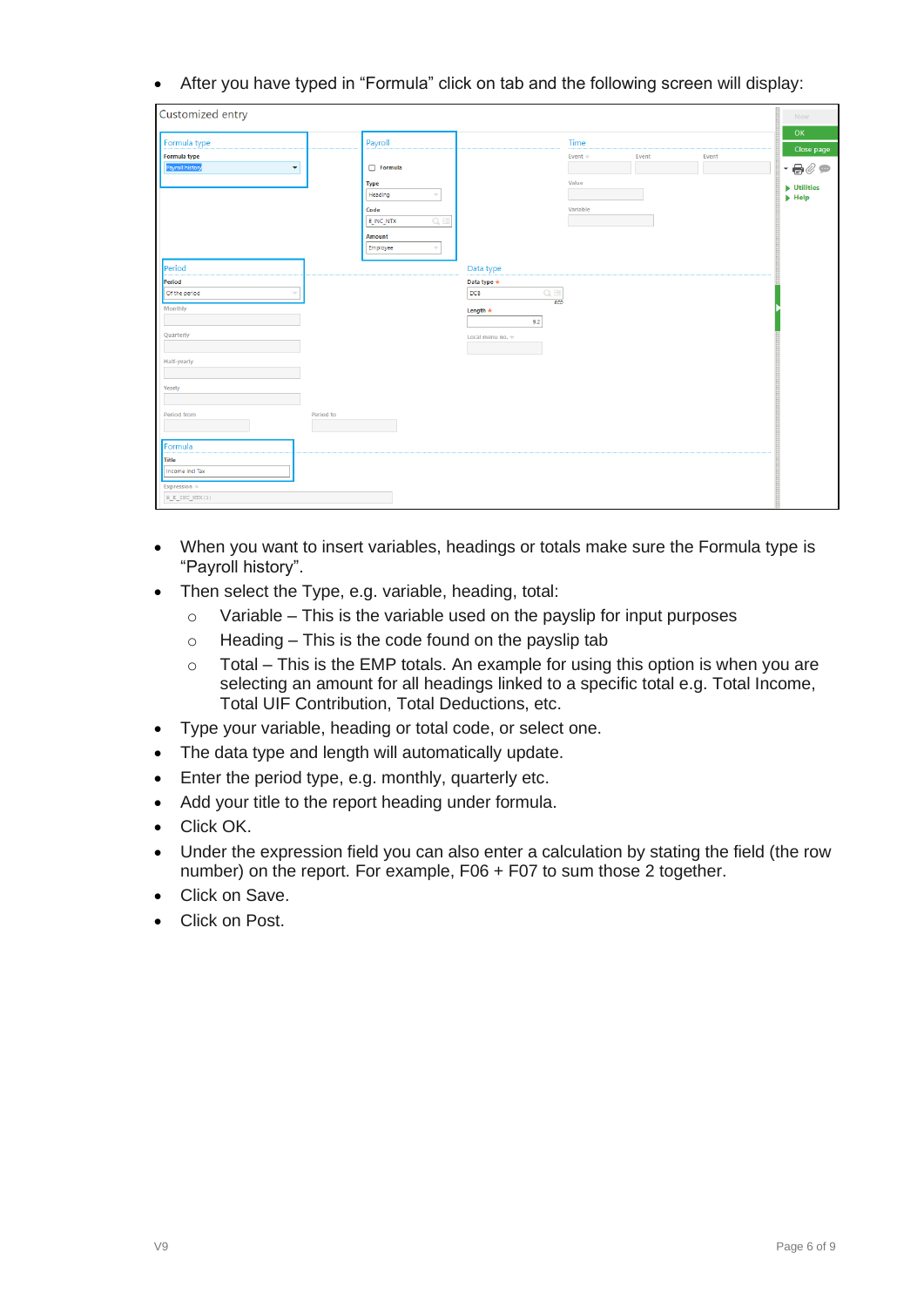- After you have typed in "Formula" click on tab and the following screen will display:

- When you want to insert variables, headings or totals make sure the Formula type is "Payroll history".
- Then select the Type, e.g. variable, heading, total:
  - Variable – This is the variable used on the payslip for input purposes
  - Heading – This is the code found on the payslip tab
  - Total – This is the EMP totals. An example for using this option is when you are selecting an amount for all headings linked to a specific total e.g. Total Income, Total UIF Contribution, Total Deductions, etc.
- Type your variable, heading or total code, or select one.
- The data type and length will automatically update.
- Enter the period type, e.g. monthly, quarterly etc.
- Add your title to the report heading under formula.
- Click OK.
- Under the expression field you can also enter a calculation by stating the field (the row number) on the report. For example, F06 + F07 to sum those 2 together.
- Click on Save.
- Click on Post.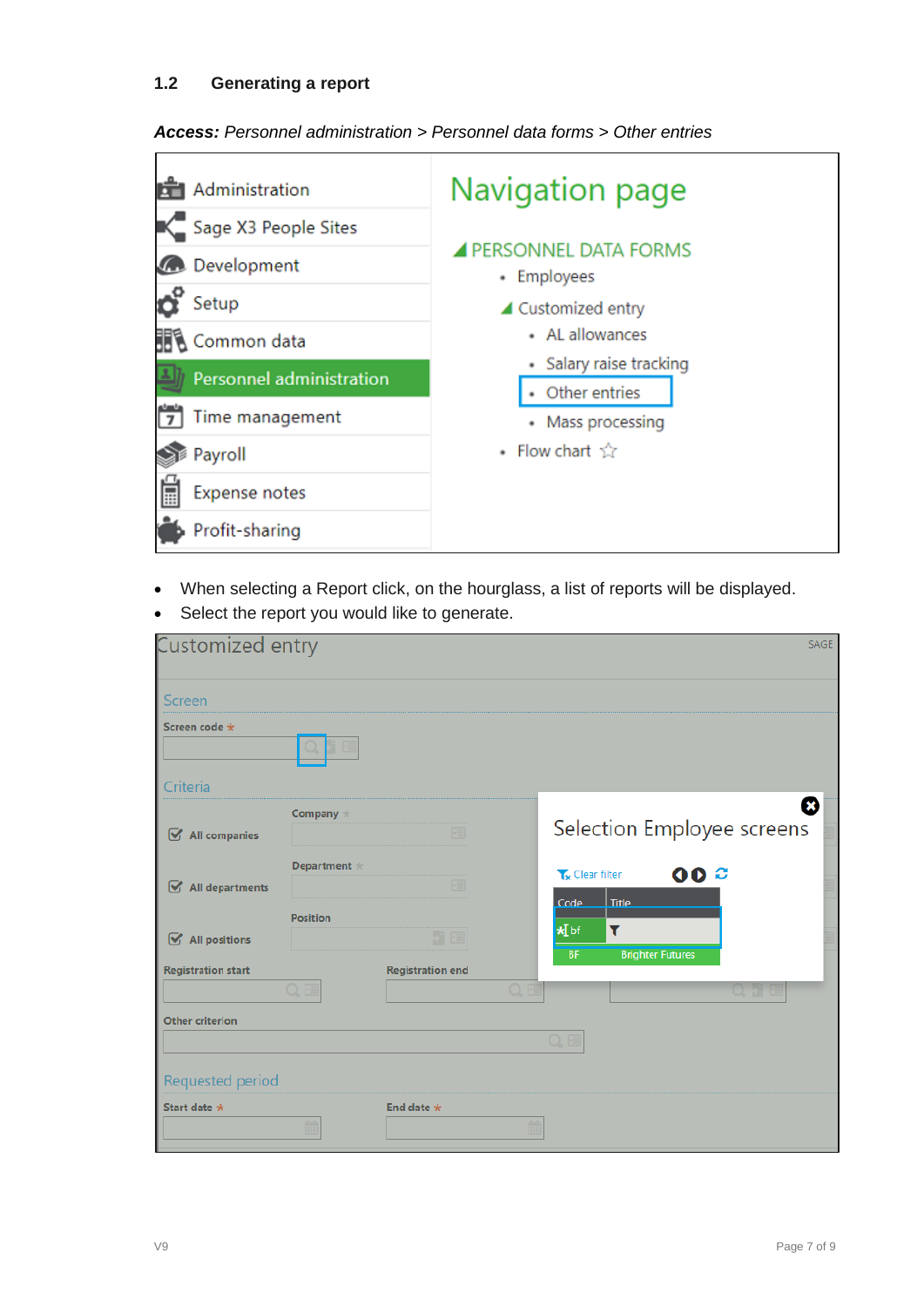## 1.2 Generating a report

***Access:*** *Personnel administration > Personnel data forms > Other entries*

- When selecting a Report click, on the hourglass, a list of reports will be displayed.
- Select the report you would like to generate.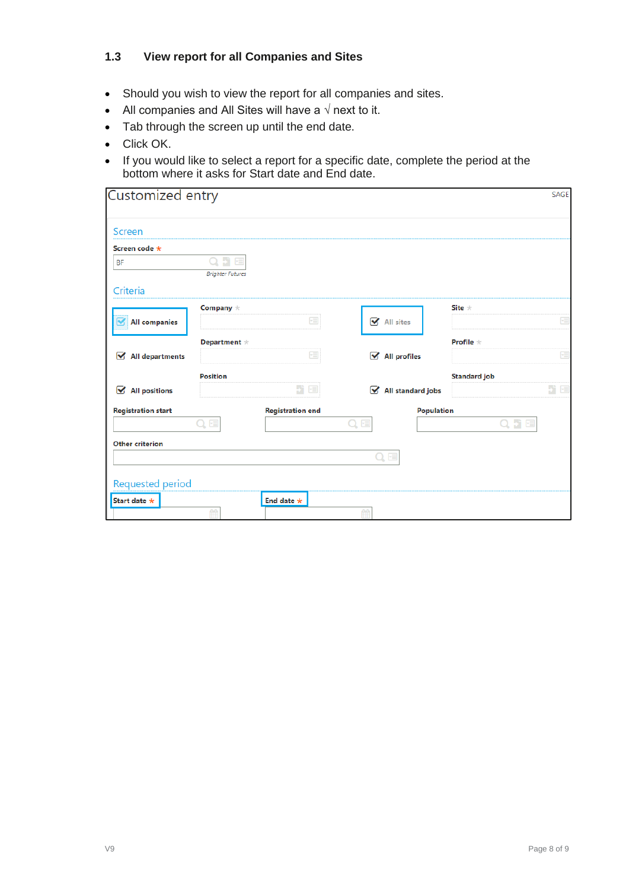## 1.3 View report for all Companies and Sites

- Should you wish to view the report for all companies and sites.
- All companies and All Sites will have a √ next to it.
- Tab through the screen up until the end date.
- Click OK.
- If you would like to select a report for a specific date, complete the period at the bottom where it asks for Start date and End date.

Customized entry SAGE

Screen

Screen code *

BF

Brighter Futures

Criteria

All companies

Company *

All sites

Site *

All departments

Department *

All profiles

Profile *

All positions

Position

All standard jobs

Standard job

Registration start

Registration end

Population

Other criterion

Requested period

Start date *

End date *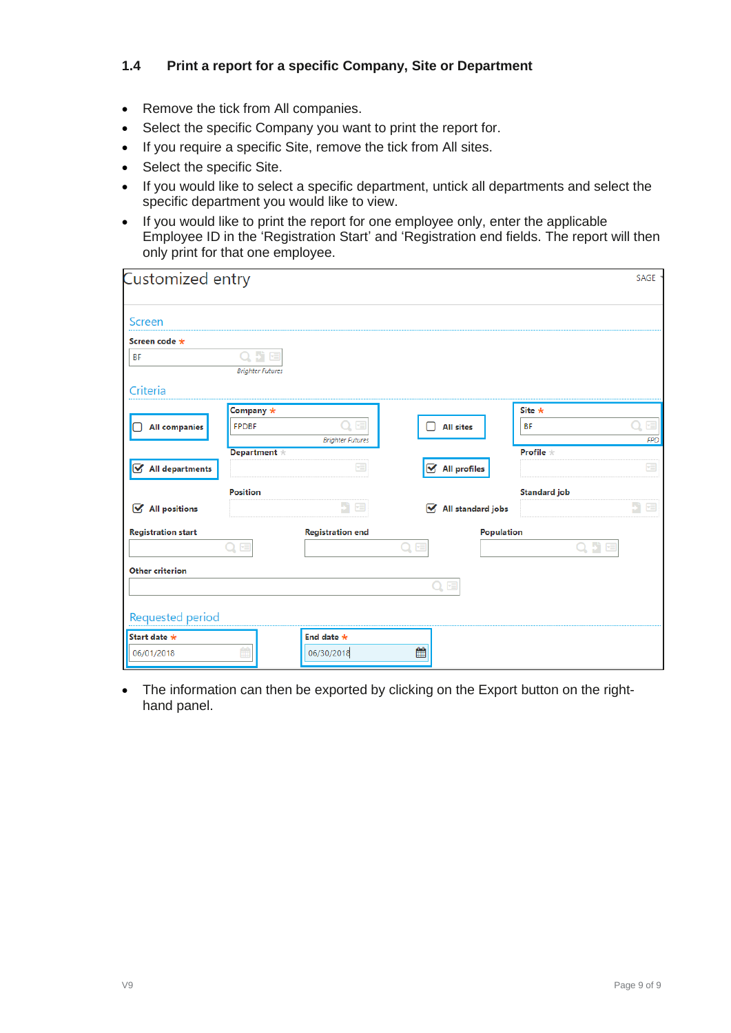### 1.4 Print a report for a specific Company, Site or Department

- Remove the tick from All companies.
- Select the specific Company you want to print the report for.
- If you require a specific Site, remove the tick from All sites.
- Select the specific Site.
- If you would like to select a specific department, untick all departments and select the specific department you would like to view.
- If you would like to print the report for one employee only, enter the applicable Employee ID in the 'Registration Start' and 'Registration end fields. The report will then only print for that one employee.

Customized entry

SAGE

Screen

Screen code *

BF

Brighter Futures

Criteria

All companies

Company *

FPDBF

Brighter Futures

All sites

Site *

BF

FPD

All departments

Department *

All profiles

Profile *

All positions

Position

All standard jobs

Standard job

Registration start

Registration end

Population

Other criterion

Requested period

Start date *

06/01/2018

End date *

06/30/2018

- The information can then be exported by clicking on the Export button on the right-hand panel.